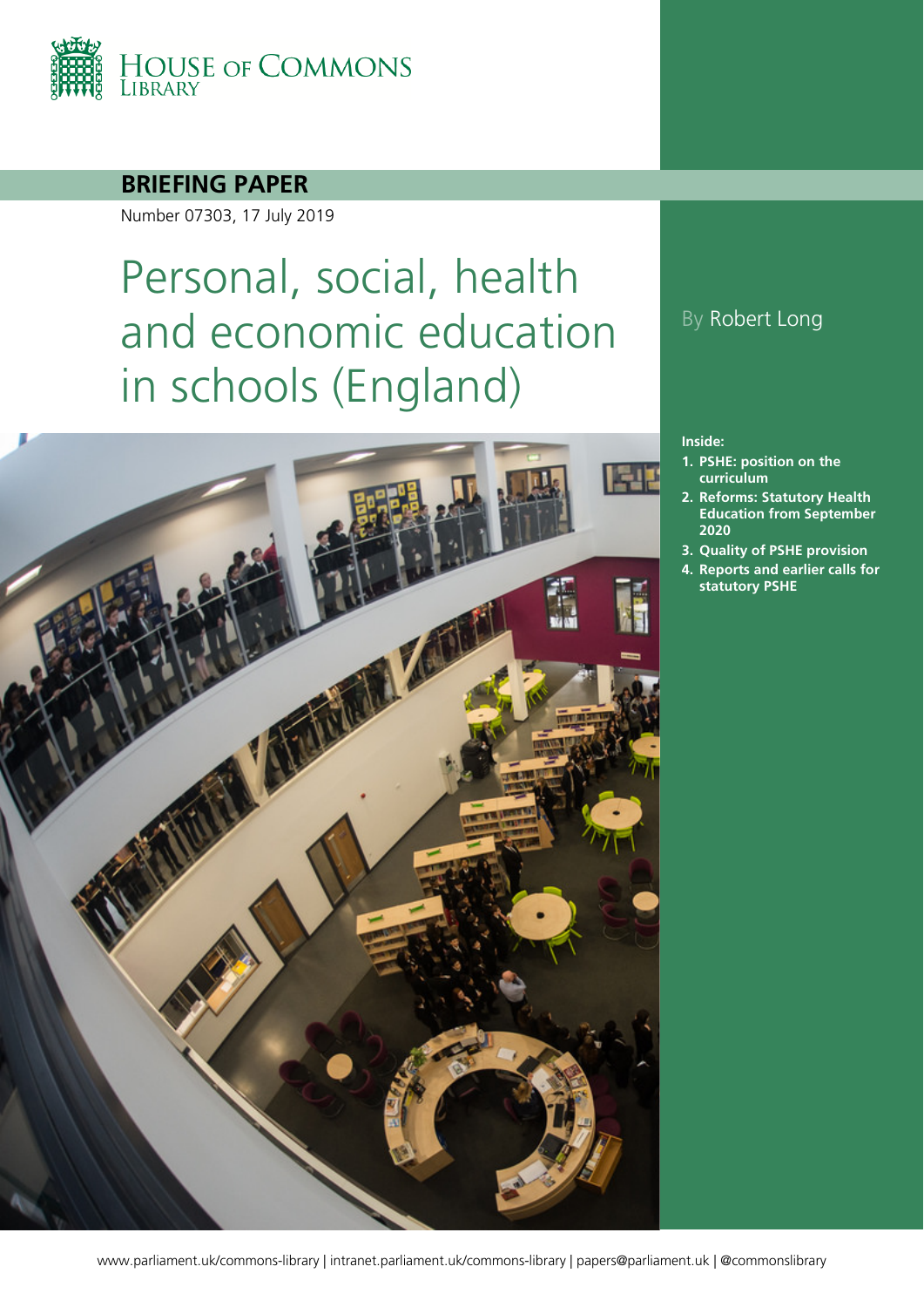House of Commons Library

**BRIEFING PAPER**

Number 07303, 17 July 2019

# Personal, social, health and economic education in schools (England)

By Robert Long

**Inside:**

1. **PSHE: position on the curriculum**
2. **Reforms: Statutory Health Education from September 2020**
3. **Quality of PSHE provision**
4. **Reports and earlier calls for statutory PSHE**

www.parliament.uk/commons-library | intranet.parliament.uk/commons-library | papers@parliament.uk | @commonslibrary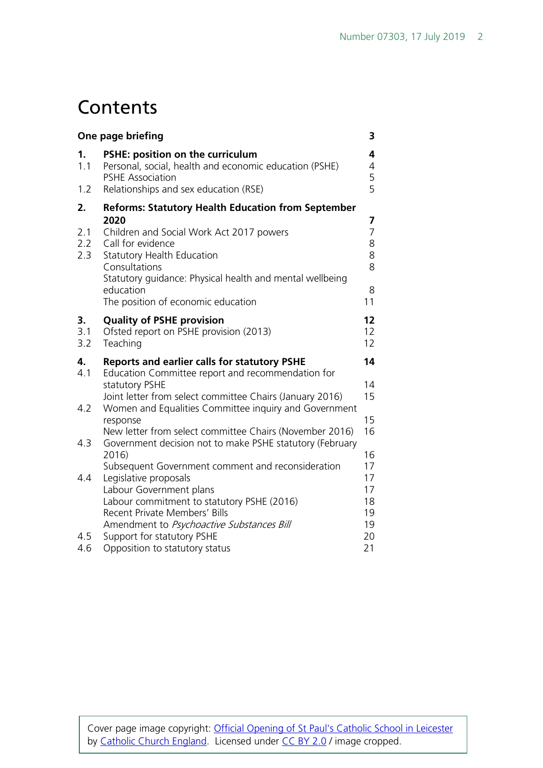# Contents

| | | |
|---|---|---|
| **One page briefing** | | **3** |
| **1.** | **PSHE: position on the curriculum** | **4** |
| 1.1 | Personal, social, health and economic education (PSHE) | 4 |
| | PSHE Association | 5 |
| 1.2 | Relationships and sex education (RSE) | 5 |
| **2.** | **Reforms: Statutory Health Education from September 2020** | **7** |
| 2.1 | Children and Social Work Act 2017 powers | 7 |
| 2.2 | Call for evidence | 8 |
| 2.3 | Statutory Health Education | 8 |
| | Consultations | 8 |
| | Statutory guidance: Physical health and mental wellbeing education | 8 |
| | The position of economic education | 11 |
| **3.** | **Quality of PSHE provision** | **12** |
| 3.1 | Ofsted report on PSHE provision (2013) | 12 |
| 3.2 | Teaching | 12 |
| **4.** | **Reports and earlier calls for statutory PSHE** | **14** |
| 4.1 | Education Committee report and recommendation for statutory PSHE | 14 |
| | Joint letter from select committee Chairs (January 2016) | 15 |
| 4.2 | Women and Equalities Committee inquiry and Government response | 15 |
| | New letter from select committee Chairs (November 2016) | 16 |
| 4.3 | Government decision not to make PSHE statutory (February 2016) | 16 |
| | Subsequent Government comment and reconsideration | 17 |
| 4.4 | Legislative proposals | 17 |
| | Labour Government plans | 17 |
| | Labour commitment to statutory PSHE (2016) | 18 |
| | Recent Private Members' Bills | 19 |
| | Amendment to *Psychoactive Substances Bill* | 19 |
| 4.5 | Support for statutory PSHE | 20 |
| 4.6 | Opposition to statutory status | 21 |

Cover page image copyright: Official Opening of St Paul's Catholic School in Leicester by Catholic Church England. Licensed under CC BY 2.0 / image cropped.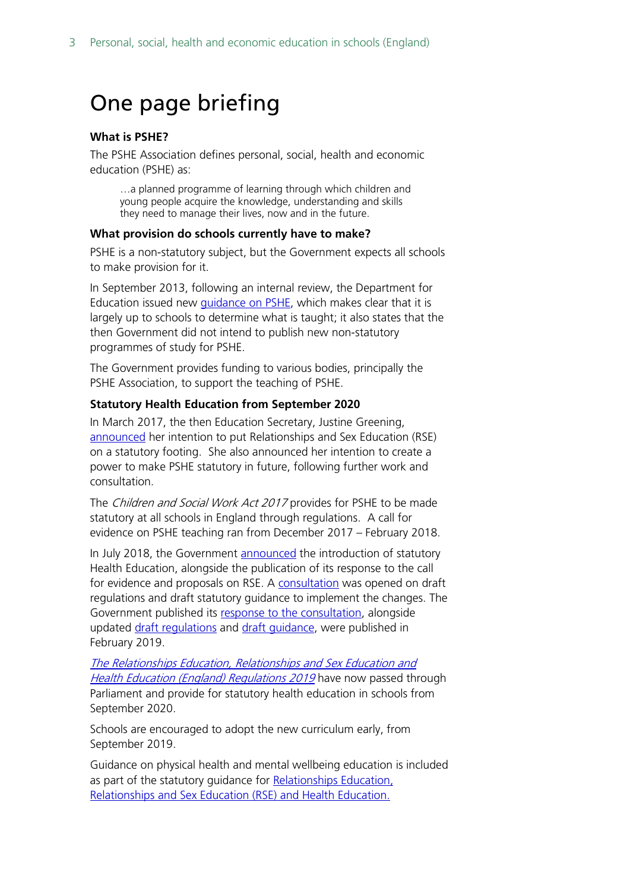# One page briefing

**What is PSHE?**

The PSHE Association defines personal, social, health and economic education (PSHE) as:

> …a planned programme of learning through which children and young people acquire the knowledge, understanding and skills they need to manage their lives, now and in the future.

**What provision do schools currently have to make?**

PSHE is a non-statutory subject, but the Government expects all schools to make provision for it.

In September 2013, following an internal review, the Department for Education issued new guidance on PSHE, which makes clear that it is largely up to schools to determine what is taught; it also states that the then Government did not intend to publish new non-statutory programmes of study for PSHE.

The Government provides funding to various bodies, principally the PSHE Association, to support the teaching of PSHE.

**Statutory Health Education from September 2020**

In March 2017, the then Education Secretary, Justine Greening, announced her intention to put Relationships and Sex Education (RSE) on a statutory footing. She also announced her intention to create a power to make PSHE statutory in future, following further work and consultation.

The *Children and Social Work Act 2017* provides for PSHE to be made statutory at all schools in England through regulations. A call for evidence on PSHE teaching ran from December 2017 – February 2018.

In July 2018, the Government announced the introduction of statutory Health Education, alongside the publication of its response to the call for evidence and proposals on RSE. A consultation was opened on draft regulations and draft statutory guidance to implement the changes. The Government published its response to the consultation, alongside updated draft regulations and draft guidance, were published in February 2019.

*The Relationships Education, Relationships and Sex Education and Health Education (England) Regulations 2019* have now passed through Parliament and provide for statutory health education in schools from September 2020.

Schools are encouraged to adopt the new curriculum early, from September 2019.

Guidance on physical health and mental wellbeing education is included as part of the statutory guidance for Relationships Education, Relationships and Sex Education (RSE) and Health Education.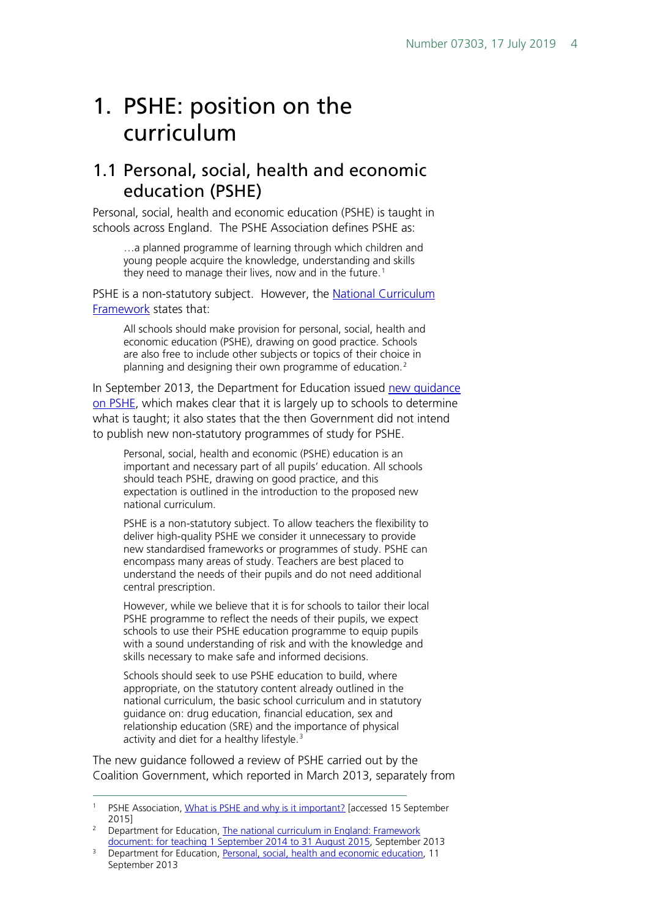# 1. PSHE: position on the curriculum

## 1.1 Personal, social, health and economic education (PSHE)

Personal, social, health and economic education (PSHE) is taught in schools across England. The PSHE Association defines PSHE as:

> …a planned programme of learning through which children and young people acquire the knowledge, understanding and skills they need to manage their lives, now and in the future.[1]

PSHE is a non-statutory subject. However, the National Curriculum Framework states that:

> All schools should make provision for personal, social, health and economic education (PSHE), drawing on good practice. Schools are also free to include other subjects or topics of their choice in planning and designing their own programme of education.[2]

In September 2013, the Department for Education issued new guidance on PSHE, which makes clear that it is largely up to schools to determine what is taught; it also states that the then Government did not intend to publish new non-statutory programmes of study for PSHE.

> Personal, social, health and economic (PSHE) education is an important and necessary part of all pupils' education. All schools should teach PSHE, drawing on good practice, and this expectation is outlined in the introduction to the proposed new national curriculum.
>
> PSHE is a non-statutory subject. To allow teachers the flexibility to deliver high-quality PSHE we consider it unnecessary to provide new standardised frameworks or programmes of study. PSHE can encompass many areas of study. Teachers are best placed to understand the needs of their pupils and do not need additional central prescription.
>
> However, while we believe that it is for schools to tailor their local PSHE programme to reflect the needs of their pupils, we expect schools to use their PSHE education programme to equip pupils with a sound understanding of risk and with the knowledge and skills necessary to make safe and informed decisions.
>
> Schools should seek to use PSHE education to build, where appropriate, on the statutory content already outlined in the national curriculum, the basic school curriculum and in statutory guidance on: drug education, financial education, sex and relationship education (SRE) and the importance of physical activity and diet for a healthy lifestyle.[3]

The new guidance followed a review of PSHE carried out by the Coalition Government, which reported in March 2013, separately from

---

1 PSHE Association, What is PSHE and why is it important? [accessed 15 September 2015]

2 Department for Education, The national curriculum in England: Framework document: for teaching 1 September 2014 to 31 August 2015, September 2013

3 Department for Education, Personal, social, health and economic education, 11 September 2013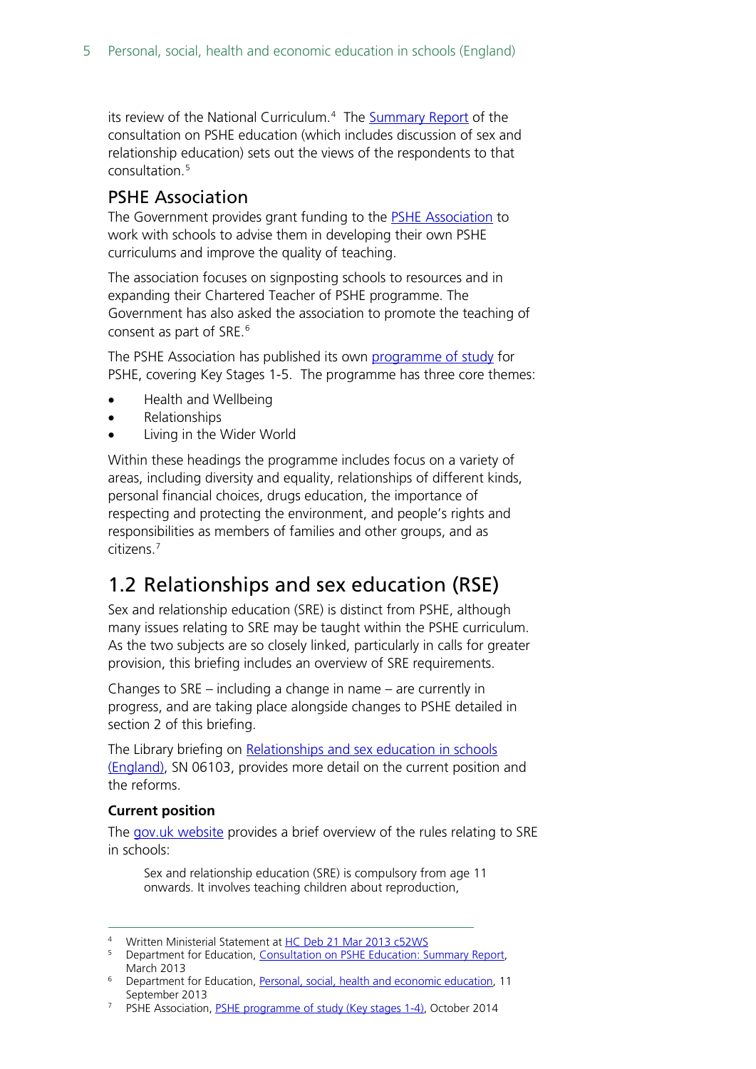its review of the National Curriculum.[4] The Summary Report of the consultation on PSHE education (which includes discussion of sex and relationship education) sets out the views of the respondents to that consultation.[5]

### PSHE Association

The Government provides grant funding to the PSHE Association to work with schools to advise them in developing their own PSHE curriculums and improve the quality of teaching.

The association focuses on signposting schools to resources and in expanding their Chartered Teacher of PSHE programme. The Government has also asked the association to promote the teaching of consent as part of SRE.[6]

The PSHE Association has published its own programme of study for PSHE, covering Key Stages 1-5. The programme has three core themes:

- Health and Wellbeing
- Relationships
- Living in the Wider World

Within these headings the programme includes focus on a variety of areas, including diversity and equality, relationships of different kinds, personal financial choices, drugs education, the importance of respecting and protecting the environment, and people's rights and responsibilities as members of families and other groups, and as citizens.[7]

## 1.2 Relationships and sex education (RSE)

Sex and relationship education (SRE) is distinct from PSHE, although many issues relating to SRE may be taught within the PSHE curriculum. As the two subjects are so closely linked, particularly in calls for greater provision, this briefing includes an overview of SRE requirements.

Changes to SRE – including a change in name – are currently in progress, and are taking place alongside changes to PSHE detailed in section 2 of this briefing.

The Library briefing on Relationships and sex education in schools (England), SN 06103, provides more detail on the current position and the reforms.

**Current position**

The gov.uk website provides a brief overview of the rules relating to SRE in schools:

> Sex and relationship education (SRE) is compulsory from age 11 onwards. It involves teaching children about reproduction,

---

[4] Written Ministerial Statement at HC Deb 21 Mar 2013 c52WS

[5] Department for Education, Consultation on PSHE Education: Summary Report, March 2013

[6] Department for Education, Personal, social, health and economic education, 11 September 2013

[7] PSHE Association, PSHE programme of study (Key stages 1-4), October 2014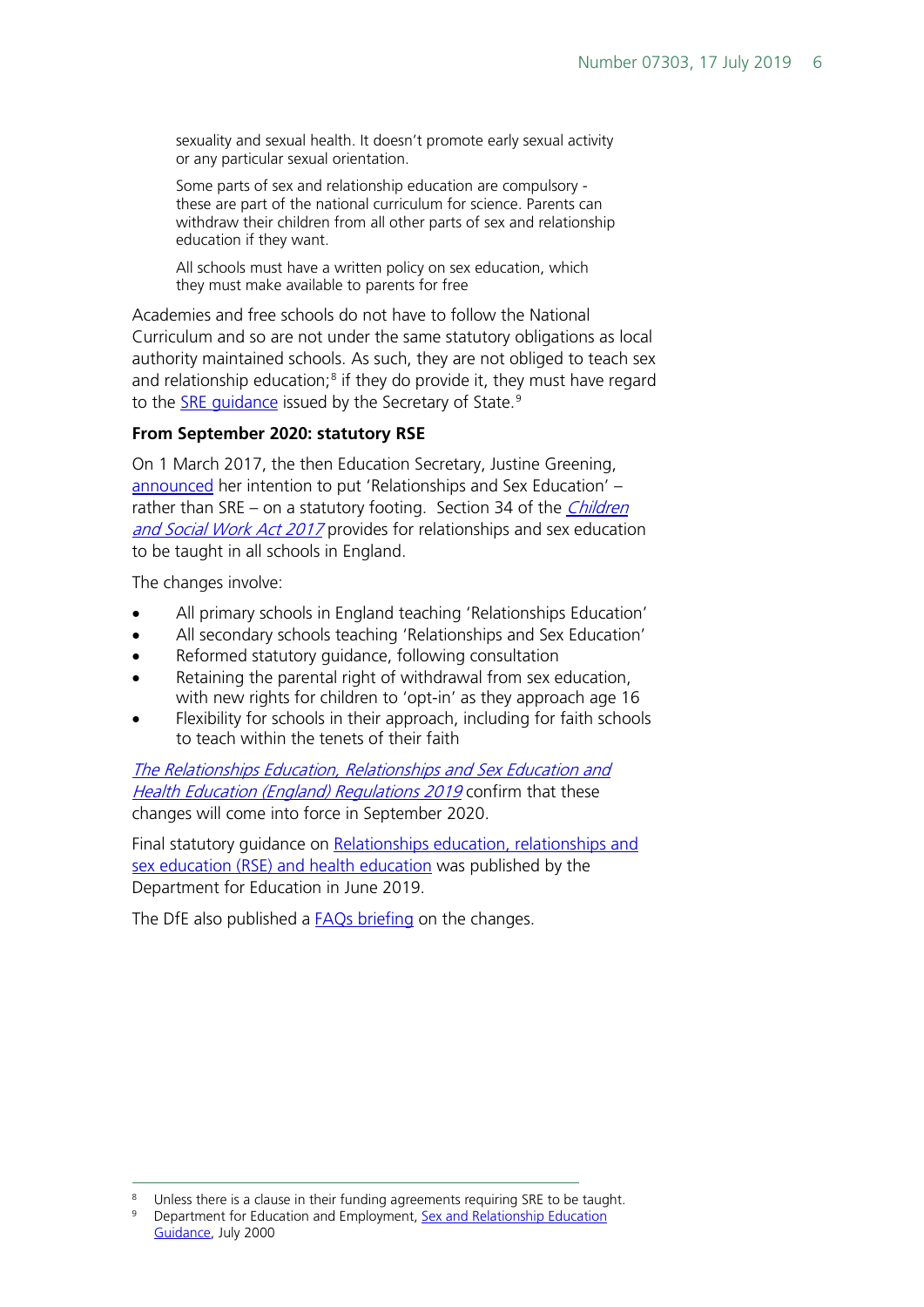> sexuality and sexual health. It doesn't promote early sexual activity or any particular sexual orientation.
>
> Some parts of sex and relationship education are compulsory - these are part of the national curriculum for science. Parents can withdraw their children from all other parts of sex and relationship education if they want.
>
> All schools must have a written policy on sex education, which they must make available to parents for free

Academies and free schools do not have to follow the National Curriculum and so are not under the same statutory obligations as local authority maintained schools. As such, they are not obliged to teach sex and relationship education;[8] if they do provide it, they must have regard to the SRE guidance issued by the Secretary of State.[9]

**From September 2020: statutory RSE**

On 1 March 2017, the then Education Secretary, Justine Greening, announced her intention to put 'Relationships and Sex Education' – rather than SRE – on a statutory footing. Section 34 of the *Children and Social Work Act 2017* provides for relationships and sex education to be taught in all schools in England.

The changes involve:

- All primary schools in England teaching 'Relationships Education'
- All secondary schools teaching 'Relationships and Sex Education'
- Reformed statutory guidance, following consultation
- Retaining the parental right of withdrawal from sex education, with new rights for children to 'opt-in' as they approach age 16
- Flexibility for schools in their approach, including for faith schools to teach within the tenets of their faith

*The Relationships Education, Relationships and Sex Education and Health Education (England) Regulations 2019* confirm that these changes will come into force in September 2020.

Final statutory guidance on Relationships education, relationships and sex education (RSE) and health education was published by the Department for Education in June 2019.

The DfE also published a FAQs briefing on the changes.

---

[8] Unless there is a clause in their funding agreements requiring SRE to be taught.

[9] Department for Education and Employment, Sex and Relationship Education Guidance, July 2000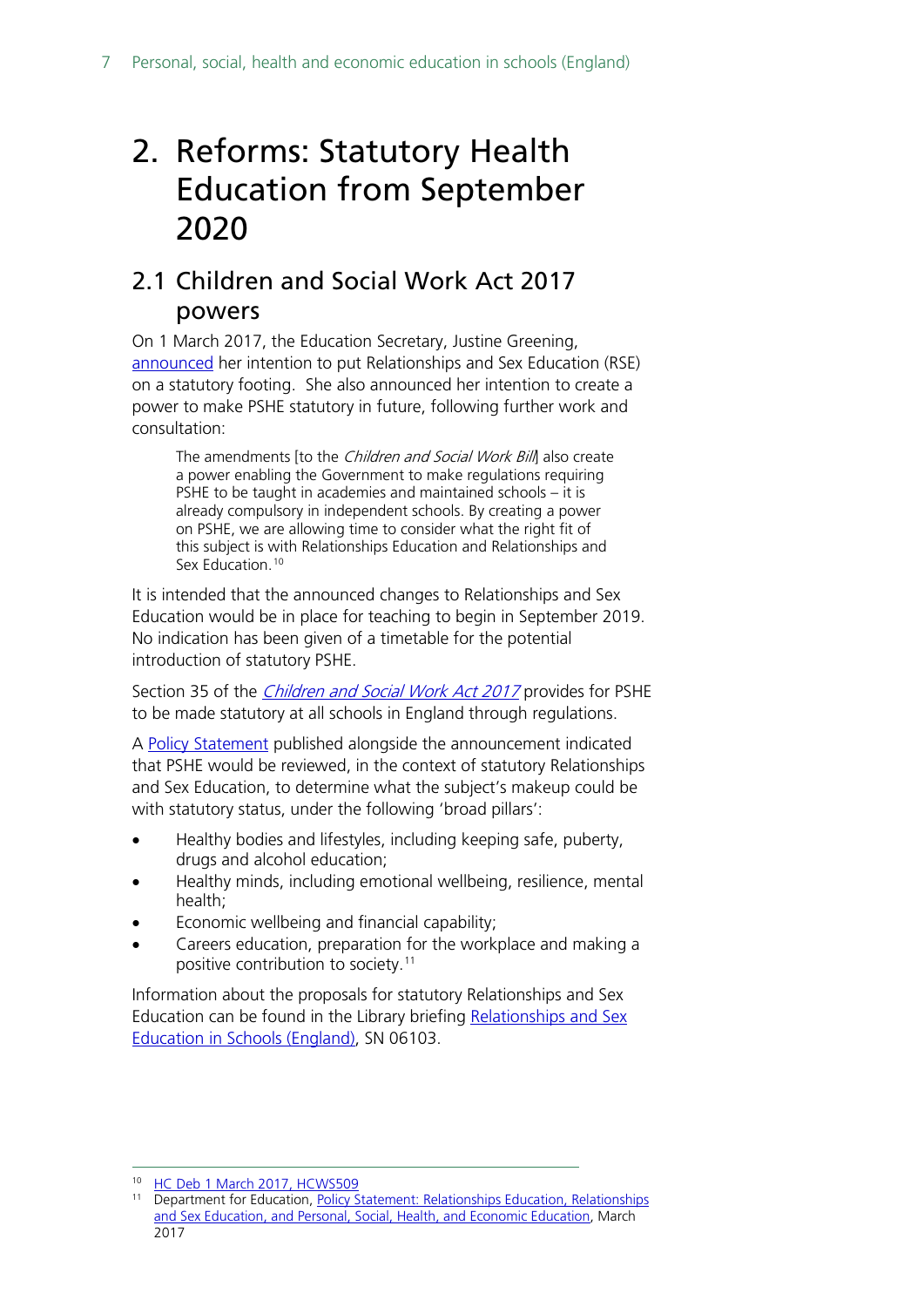# 2. Reforms: Statutory Health Education from September 2020

## 2.1 Children and Social Work Act 2017 powers

On 1 March 2017, the Education Secretary, Justine Greening, announced her intention to put Relationships and Sex Education (RSE) on a statutory footing. She also announced her intention to create a power to make PSHE statutory in future, following further work and consultation:

> The amendments [to the *Children and Social Work Bill*] also create a power enabling the Government to make regulations requiring PSHE to be taught in academies and maintained schools – it is already compulsory in independent schools. By creating a power on PSHE, we are allowing time to consider what the right fit of this subject is with Relationships Education and Relationships and Sex Education.[10]

It is intended that the announced changes to Relationships and Sex Education would be in place for teaching to begin in September 2019. No indication has been given of a timetable for the potential introduction of statutory PSHE.

Section 35 of the *Children and Social Work Act 2017* provides for PSHE to be made statutory at all schools in England through regulations.

A Policy Statement published alongside the announcement indicated that PSHE would be reviewed, in the context of statutory Relationships and Sex Education, to determine what the subject's makeup could be with statutory status, under the following 'broad pillars':

- Healthy bodies and lifestyles, including keeping safe, puberty, drugs and alcohol education;
- Healthy minds, including emotional wellbeing, resilience, mental health;
- Economic wellbeing and financial capability;
- Careers education, preparation for the workplace and making a positive contribution to society.[11]

Information about the proposals for statutory Relationships and Sex Education can be found in the Library briefing Relationships and Sex Education in Schools (England), SN 06103.

---

[10] HC Deb 1 March 2017, HCWS509

[11] Department for Education, Policy Statement: Relationships Education, Relationships and Sex Education, and Personal, Social, Health, and Economic Education, March 2017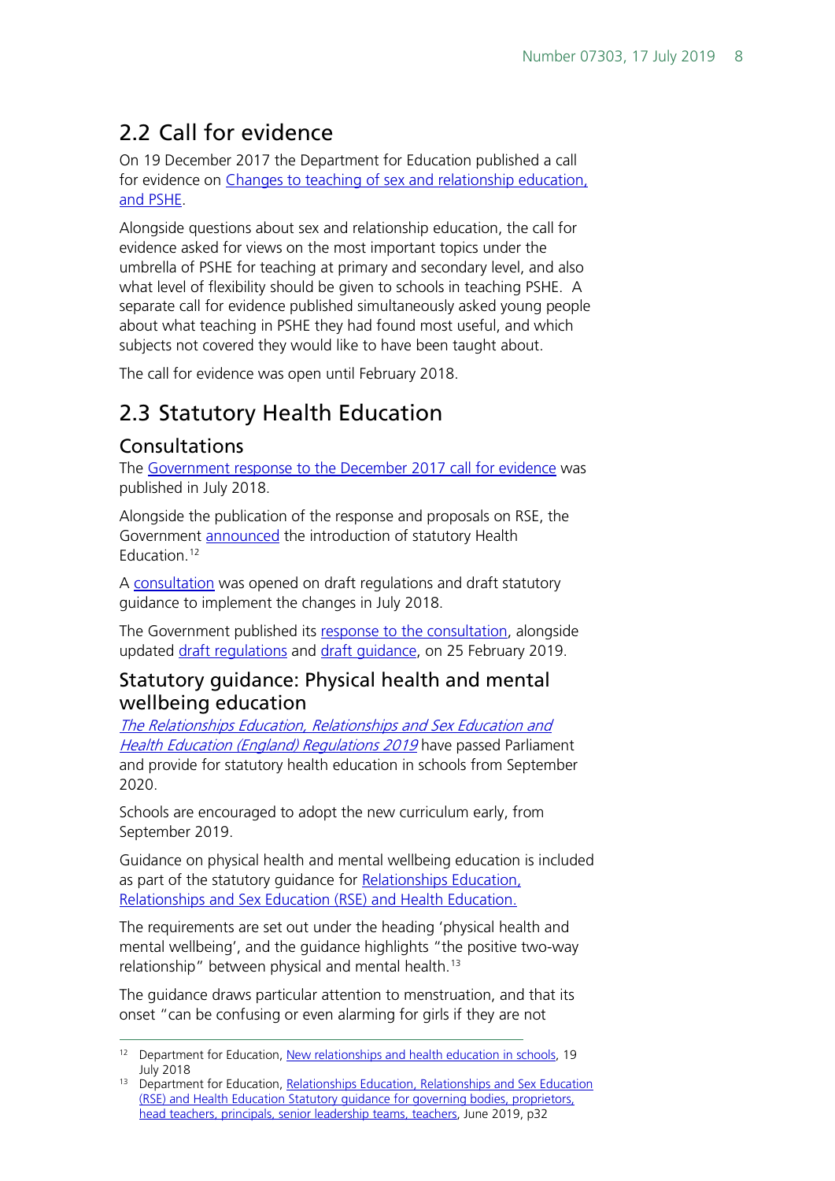## 2.2 Call for evidence

On 19 December 2017 the Department for Education published a call for evidence on Changes to teaching of sex and relationship education, and PSHE.

Alongside questions about sex and relationship education, the call for evidence asked for views on the most important topics under the umbrella of PSHE for teaching at primary and secondary level, and also what level of flexibility should be given to schools in teaching PSHE. A separate call for evidence published simultaneously asked young people about what teaching in PSHE they had found most useful, and which subjects not covered they would like to have been taught about.

The call for evidence was open until February 2018.

## 2.3 Statutory Health Education

### Consultations

The Government response to the December 2017 call for evidence was published in July 2018.

Alongside the publication of the response and proposals on RSE, the Government announced the introduction of statutory Health Education.[12]

A consultation was opened on draft regulations and draft statutory guidance to implement the changes in July 2018.

The Government published its response to the consultation, alongside updated draft regulations and draft guidance, on 25 February 2019.

### Statutory guidance: Physical health and mental wellbeing education

*The Relationships Education, Relationships and Sex Education and Health Education (England) Regulations 2019* have passed Parliament and provide for statutory health education in schools from September 2020.

Schools are encouraged to adopt the new curriculum early, from September 2019.

Guidance on physical health and mental wellbeing education is included as part of the statutory guidance for Relationships Education, Relationships and Sex Education (RSE) and Health Education.

The requirements are set out under the heading 'physical health and mental wellbeing', and the guidance highlights "the positive two-way relationship" between physical and mental health.[13]

The guidance draws particular attention to menstruation, and that its onset "can be confusing or even alarming for girls if they are not

---

[12] Department for Education, New relationships and health education in schools, 19 July 2018

[13] Department for Education, Relationships Education, Relationships and Sex Education (RSE) and Health Education Statutory guidance for governing bodies, proprietors, head teachers, principals, senior leadership teams, teachers, June 2019, p32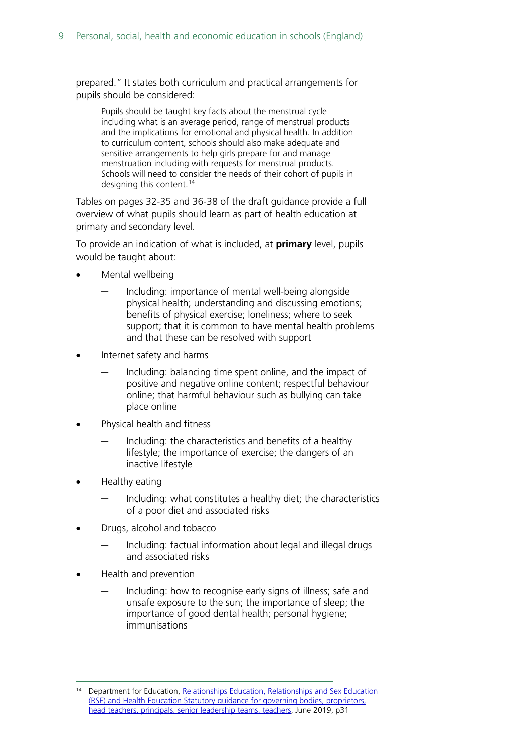prepared." It states both curriculum and practical arrangements for pupils should be considered:

> Pupils should be taught key facts about the menstrual cycle including what is an average period, range of menstrual products and the implications for emotional and physical health. In addition to curriculum content, schools should also make adequate and sensitive arrangements to help girls prepare for and manage menstruation including with requests for menstrual products. Schools will need to consider the needs of their cohort of pupils in designing this content.[14]

Tables on pages 32-35 and 36-38 of the draft guidance provide a full overview of what pupils should learn as part of health education at primary and secondary level.

To provide an indication of what is included, at **primary** level, pupils would be taught about:

- Mental wellbeing
  - Including: importance of mental well-being alongside physical health; understanding and discussing emotions; benefits of physical exercise; loneliness; where to seek support; that it is common to have mental health problems and that these can be resolved with support
- Internet safety and harms
  - Including: balancing time spent online, and the impact of positive and negative online content; respectful behaviour online; that harmful behaviour such as bullying can take place online
- Physical health and fitness
  - Including: the characteristics and benefits of a healthy lifestyle; the importance of exercise; the dangers of an inactive lifestyle
- Healthy eating
  - Including: what constitutes a healthy diet; the characteristics of a poor diet and associated risks
- Drugs, alcohol and tobacco
  - Including: factual information about legal and illegal drugs and associated risks
- Health and prevention
  - Including: how to recognise early signs of illness; safe and unsafe exposure to the sun; the importance of sleep; the importance of good dental health; personal hygiene; immunisations

---

[14] Department for Education, Relationships Education, Relationships and Sex Education (RSE) and Health Education Statutory guidance for governing bodies, proprietors, head teachers, principals, senior leadership teams, teachers, June 2019, p31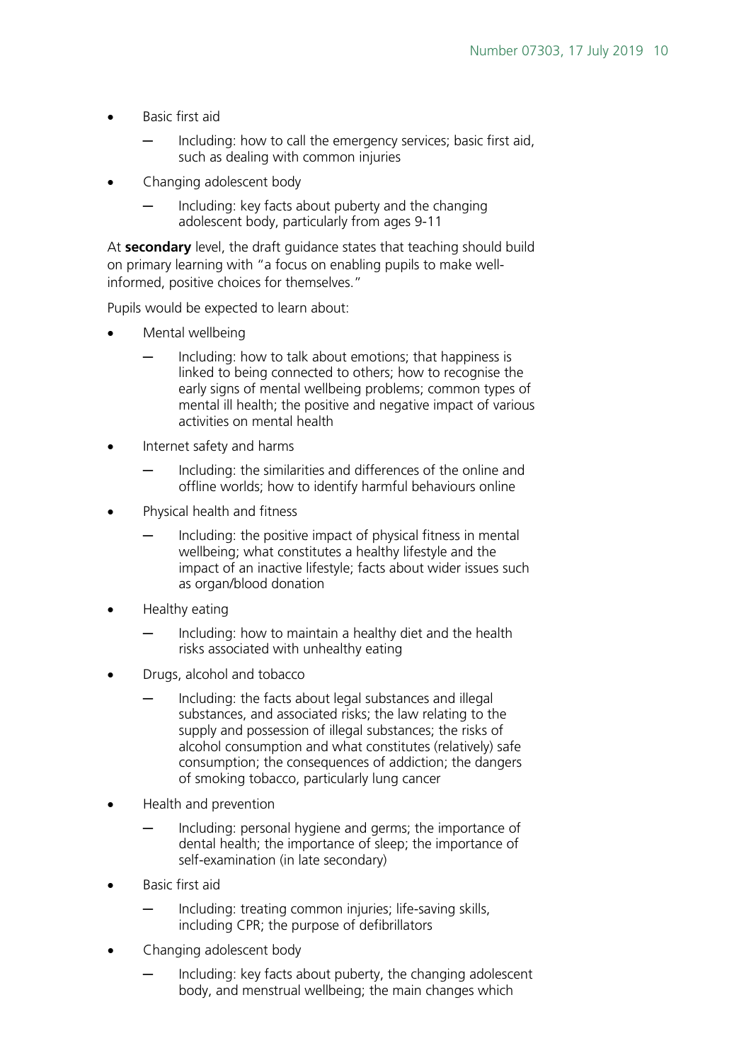- Basic first aid
  - Including: how to call the emergency services; basic first aid, such as dealing with common injuries
- Changing adolescent body
  - Including: key facts about puberty and the changing adolescent body, particularly from ages 9-11

At **secondary** level, the draft guidance states that teaching should build on primary learning with "a focus on enabling pupils to make well-informed, positive choices for themselves."

Pupils would be expected to learn about:

- Mental wellbeing
  - Including: how to talk about emotions; that happiness is linked to being connected to others; how to recognise the early signs of mental wellbeing problems; common types of mental ill health; the positive and negative impact of various activities on mental health
- Internet safety and harms
  - Including: the similarities and differences of the online and offline worlds; how to identify harmful behaviours online
- Physical health and fitness
  - Including: the positive impact of physical fitness in mental wellbeing; what constitutes a healthy lifestyle and the impact of an inactive lifestyle; facts about wider issues such as organ/blood donation
- Healthy eating
  - Including: how to maintain a healthy diet and the health risks associated with unhealthy eating
- Drugs, alcohol and tobacco
  - Including: the facts about legal substances and illegal substances, and associated risks; the law relating to the supply and possession of illegal substances; the risks of alcohol consumption and what constitutes (relatively) safe consumption; the consequences of addiction; the dangers of smoking tobacco, particularly lung cancer
- Health and prevention
  - Including: personal hygiene and germs; the importance of dental health; the importance of sleep; the importance of self-examination (in late secondary)
- Basic first aid
  - Including: treating common injuries; life-saving skills, including CPR; the purpose of defibrillators
- Changing adolescent body
  - Including: key facts about puberty, the changing adolescent body, and menstrual wellbeing; the main changes which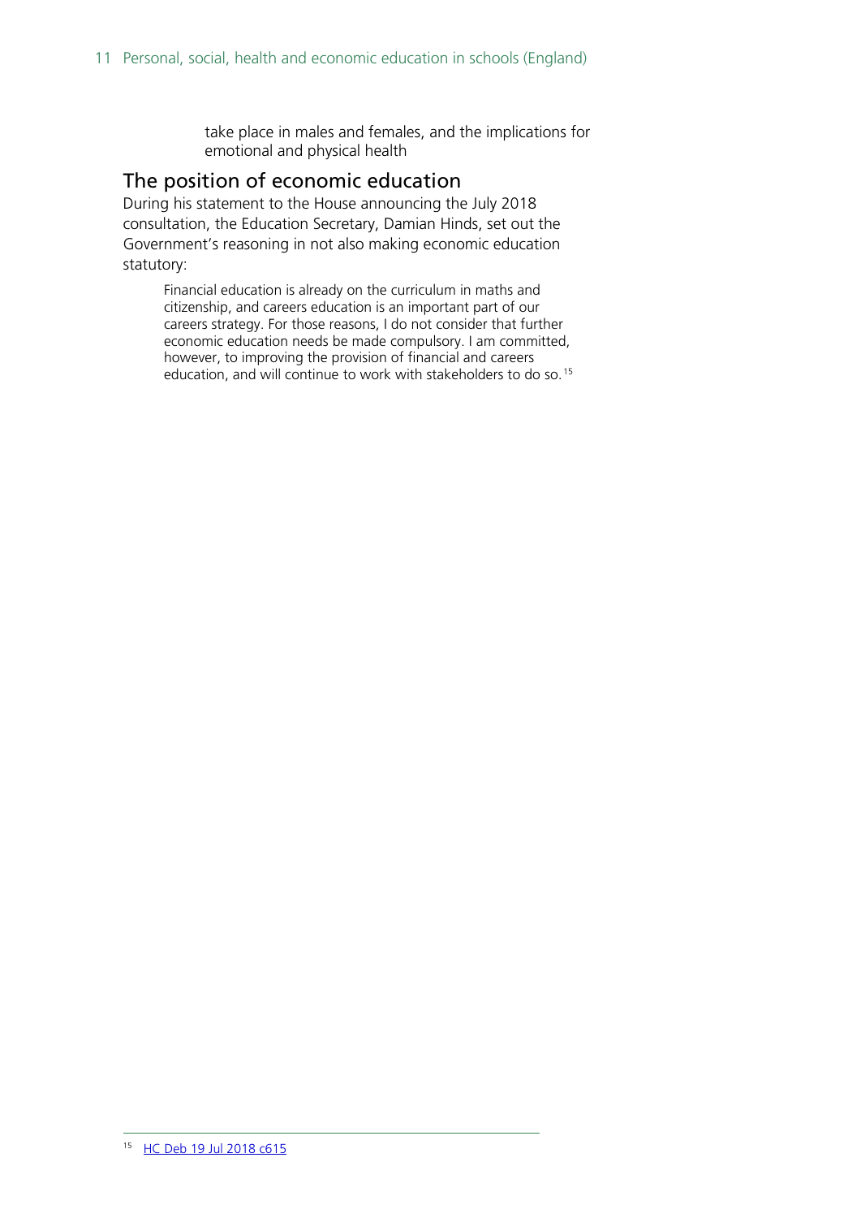take place in males and females, and the implications for emotional and physical health

## The position of economic education

During his statement to the House announcing the July 2018 consultation, the Education Secretary, Damian Hinds, set out the Government's reasoning in not also making economic education statutory:

> Financial education is already on the curriculum in maths and citizenship, and careers education is an important part of our careers strategy. For those reasons, I do not consider that further economic education needs be made compulsory. I am committed, however, to improving the provision of financial and careers education, and will continue to work with stakeholders to do so.[15]

---

[15] HC Deb 19 Jul 2018 c615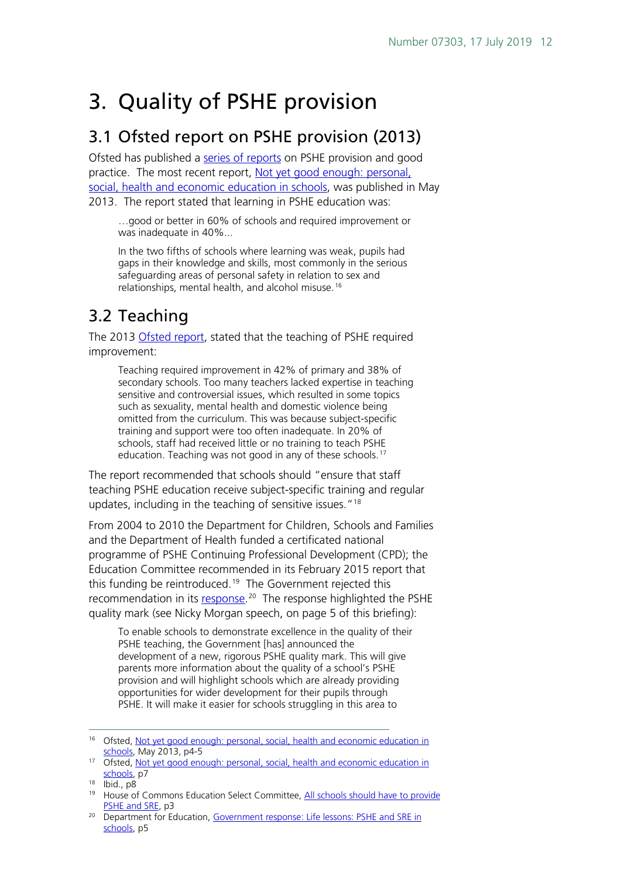# 3. Quality of PSHE provision

## 3.1 Ofsted report on PSHE provision (2013)

Ofsted has published a series of reports on PSHE provision and good practice. The most recent report, Not yet good enough: personal, social, health and economic education in schools, was published in May 2013. The report stated that learning in PSHE education was:

> …good or better in 60% of schools and required improvement or was inadequate in 40%...
>
> In the two fifths of schools where learning was weak, pupils had gaps in their knowledge and skills, most commonly in the serious safeguarding areas of personal safety in relation to sex and relationships, mental health, and alcohol misuse.[16]

## 3.2 Teaching

The 2013 Ofsted report, stated that the teaching of PSHE required improvement:

> Teaching required improvement in 42% of primary and 38% of secondary schools. Too many teachers lacked expertise in teaching sensitive and controversial issues, which resulted in some topics such as sexuality, mental health and domestic violence being omitted from the curriculum. This was because subject-specific training and support were too often inadequate. In 20% of schools, staff had received little or no training to teach PSHE education. Teaching was not good in any of these schools.[17]

The report recommended that schools should "ensure that staff teaching PSHE education receive subject-specific training and regular updates, including in the teaching of sensitive issues."[18]

From 2004 to 2010 the Department for Children, Schools and Families and the Department of Health funded a certificated national programme of PSHE Continuing Professional Development (CPD); the Education Committee recommended in its February 2015 report that this funding be reintroduced.[19] The Government rejected this recommendation in its response.[20] The response highlighted the PSHE quality mark (see Nicky Morgan speech, on page 5 of this briefing):

> To enable schools to demonstrate excellence in the quality of their PSHE teaching, the Government [has] announced the development of a new, rigorous PSHE quality mark. This will give parents more information about the quality of a school's PSHE provision and will highlight schools which are already providing opportunities for wider development for their pupils through PSHE. It will make it easier for schools struggling in this area to

---

[16] Ofsted, Not yet good enough: personal, social, health and economic education in schools, May 2013, p4-5

[17] Ofsted, Not yet good enough: personal, social, health and economic education in schools, p7

[18] Ibid., p8

[19] House of Commons Education Select Committee, All schools should have to provide PSHE and SRE, p3

[20] Department for Education, Government response: Life lessons: PSHE and SRE in schools, p5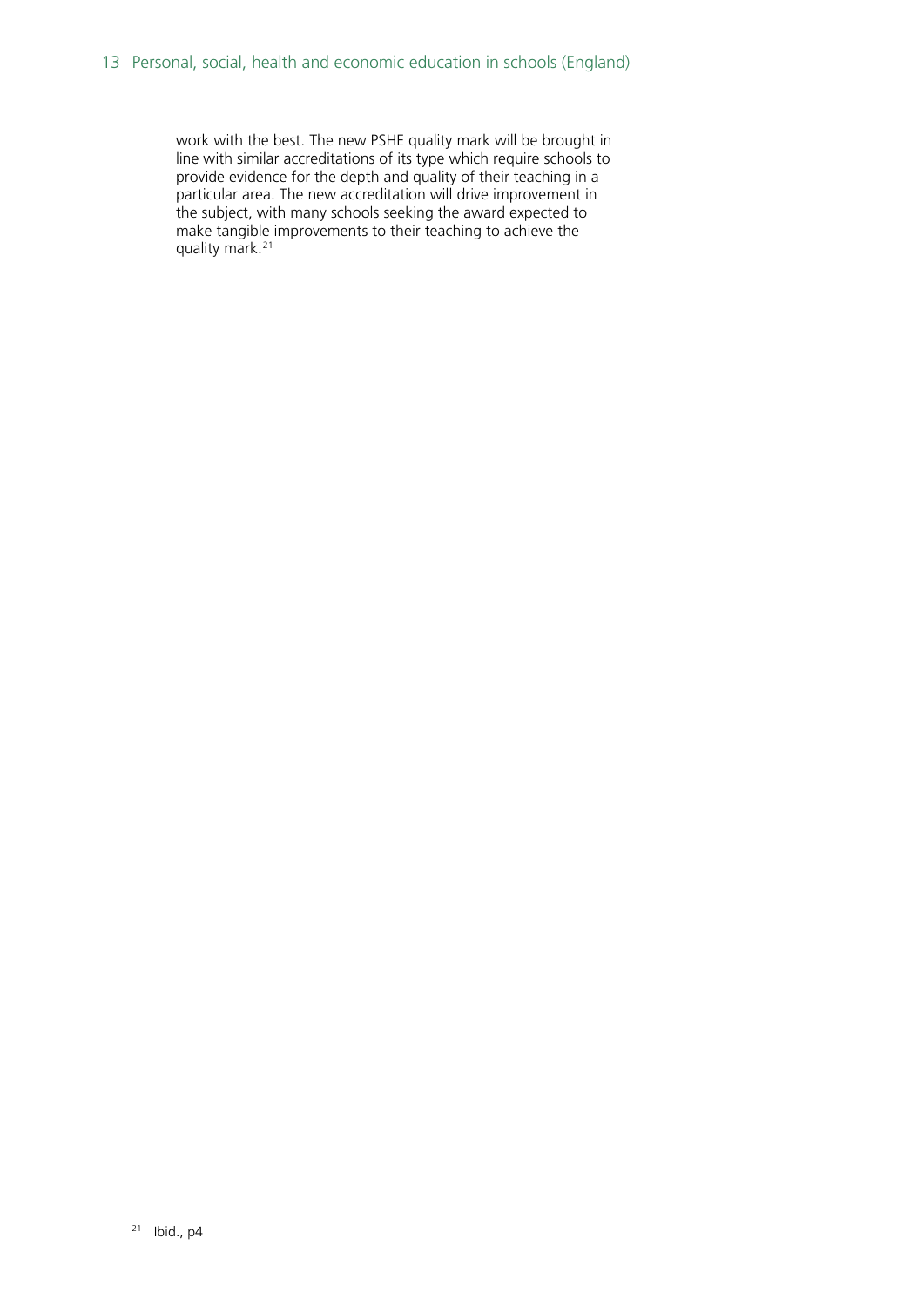work with the best. The new PSHE quality mark will be brought in line with similar accreditations of its type which require schools to provide evidence for the depth and quality of their teaching in a particular area. The new accreditation will drive improvement in the subject, with many schools seeking the award expected to make tangible improvements to their teaching to achieve the quality mark.[21]

---

[21] Ibid., p4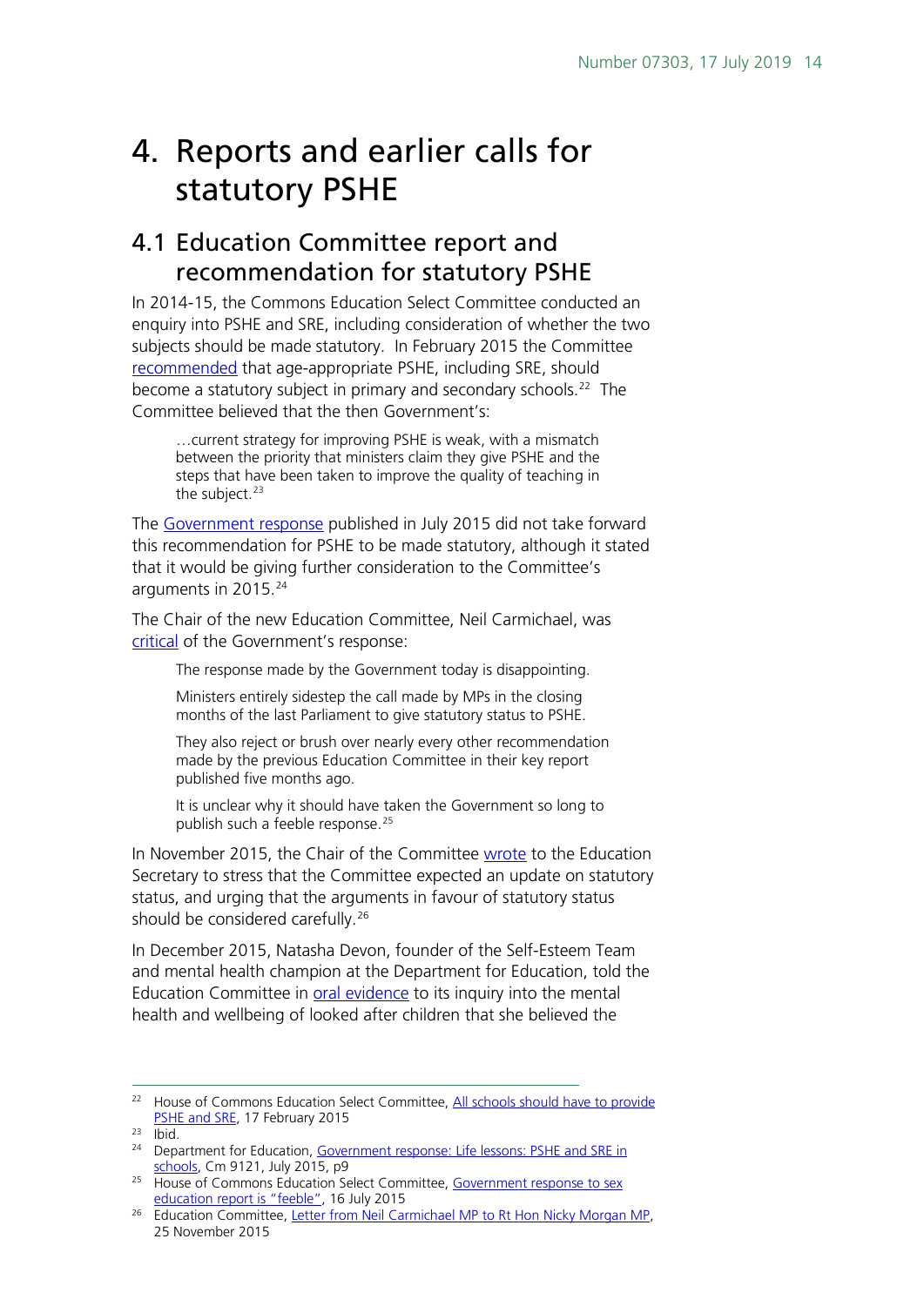# 4. Reports and earlier calls for statutory PSHE

## 4.1 Education Committee report and recommendation for statutory PSHE

In 2014-15, the Commons Education Select Committee conducted an enquiry into PSHE and SRE, including consideration of whether the two subjects should be made statutory. In February 2015 the Committee recommended that age-appropriate PSHE, including SRE, should become a statutory subject in primary and secondary schools.[22] The Committee believed that the then Government's:

> …current strategy for improving PSHE is weak, with a mismatch between the priority that ministers claim they give PSHE and the steps that have been taken to improve the quality of teaching in the subject.[23]

The Government response published in July 2015 did not take forward this recommendation for PSHE to be made statutory, although it stated that it would be giving further consideration to the Committee's arguments in 2015.[24]

The Chair of the new Education Committee, Neil Carmichael, was critical of the Government's response:

> The response made by the Government today is disappointing.
>
> Ministers entirely sidestep the call made by MPs in the closing months of the last Parliament to give statutory status to PSHE.
>
> They also reject or brush over nearly every other recommendation made by the previous Education Committee in their key report published five months ago.
>
> It is unclear why it should have taken the Government so long to publish such a feeble response.[25]

In November 2015, the Chair of the Committee wrote to the Education Secretary to stress that the Committee expected an update on statutory status, and urging that the arguments in favour of statutory status should be considered carefully.[26]

In December 2015, Natasha Devon, founder of the Self-Esteem Team and mental health champion at the Department for Education, told the Education Committee in oral evidence to its inquiry into the mental health and wellbeing of looked after children that she believed the

---

[22] House of Commons Education Select Committee, All schools should have to provide PSHE and SRE, 17 February 2015

[23] Ibid.

[24] Department for Education, Government response: Life lessons: PSHE and SRE in schools, Cm 9121, July 2015, p9

[25] House of Commons Education Select Committee, Government response to sex education report is "feeble", 16 July 2015

[26] Education Committee, Letter from Neil Carmichael MP to Rt Hon Nicky Morgan MP, 25 November 2015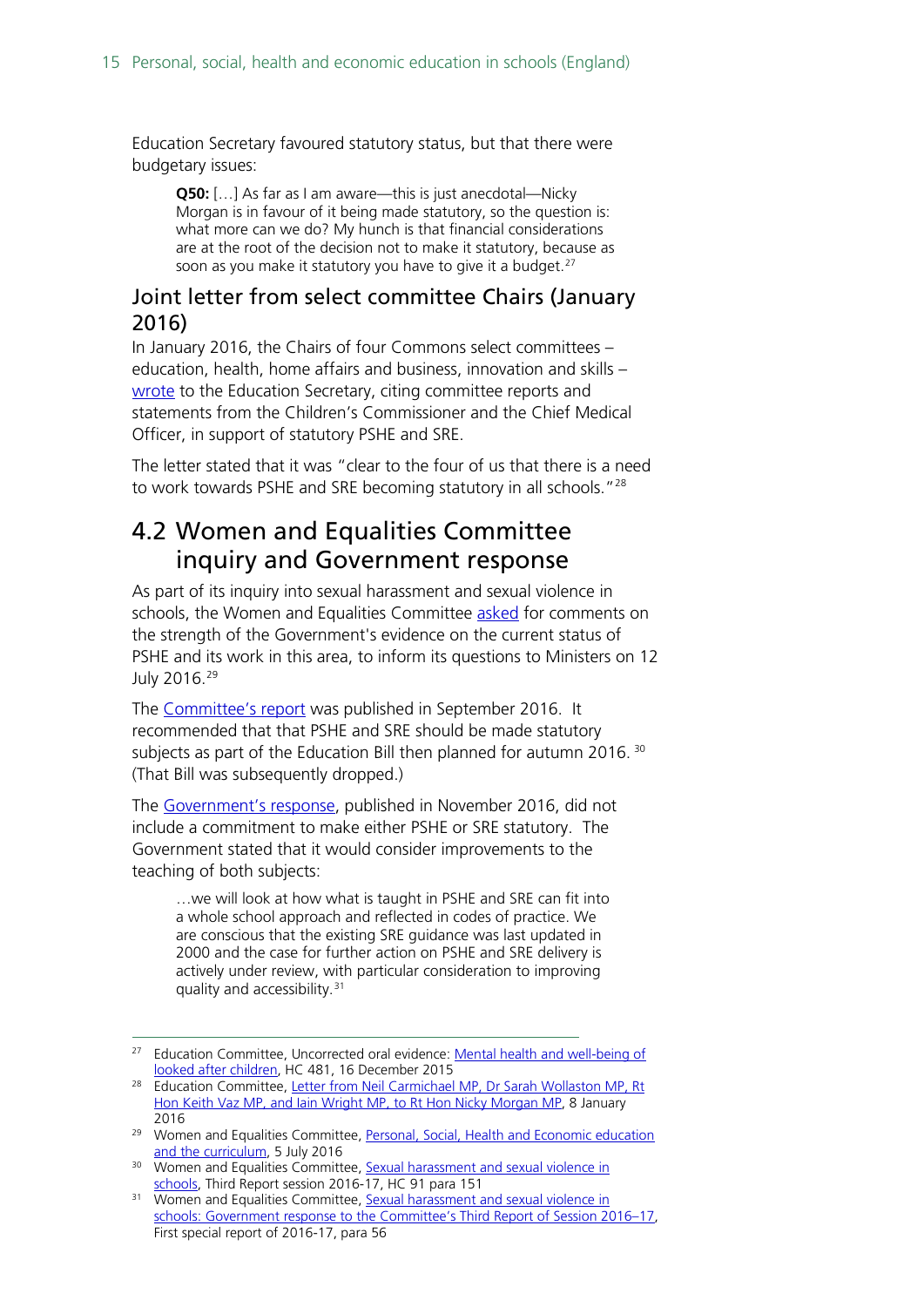Education Secretary favoured statutory status, but that there were budgetary issues:

> **Q50:** […] As far as I am aware—this is just anecdotal—Nicky Morgan is in favour of it being made statutory, so the question is: what more can we do? My hunch is that financial considerations are at the root of the decision not to make it statutory, because as soon as you make it statutory you have to give it a budget.[27]

### Joint letter from select committee Chairs (January 2016)

In January 2016, the Chairs of four Commons select committees – education, health, home affairs and business, innovation and skills – wrote to the Education Secretary, citing committee reports and statements from the Children's Commissioner and the Chief Medical Officer, in support of statutory PSHE and SRE.

The letter stated that it was "clear to the four of us that there is a need to work towards PSHE and SRE becoming statutory in all schools."[28]

## 4.2 Women and Equalities Committee inquiry and Government response

As part of its inquiry into sexual harassment and sexual violence in schools, the Women and Equalities Committee asked for comments on the strength of the Government's evidence on the current status of PSHE and its work in this area, to inform its questions to Ministers on 12 July 2016.[29]

The Committee's report was published in September 2016. It recommended that that PSHE and SRE should be made statutory subjects as part of the Education Bill then planned for autumn 2016.[30] (That Bill was subsequently dropped.)

The Government's response, published in November 2016, did not include a commitment to make either PSHE or SRE statutory. The Government stated that it would consider improvements to the teaching of both subjects:

> …we will look at how what is taught in PSHE and SRE can fit into a whole school approach and reflected in codes of practice. We are conscious that the existing SRE guidance was last updated in 2000 and the case for further action on PSHE and SRE delivery is actively under review, with particular consideration to improving quality and accessibility.[31]

---

[27] Education Committee, Uncorrected oral evidence: Mental health and well-being of looked after children, HC 481, 16 December 2015

[28] Education Committee, Letter from Neil Carmichael MP, Dr Sarah Wollaston MP, Rt Hon Keith Vaz MP, and Iain Wright MP, to Rt Hon Nicky Morgan MP, 8 January 2016

[29] Women and Equalities Committee, Personal, Social, Health and Economic education and the curriculum, 5 July 2016

[30] Women and Equalities Committee, Sexual harassment and sexual violence in schools, Third Report session 2016-17, HC 91 para 151

[31] Women and Equalities Committee, Sexual harassment and sexual violence in schools: Government response to the Committee's Third Report of Session 2016–17, First special report of 2016-17, para 56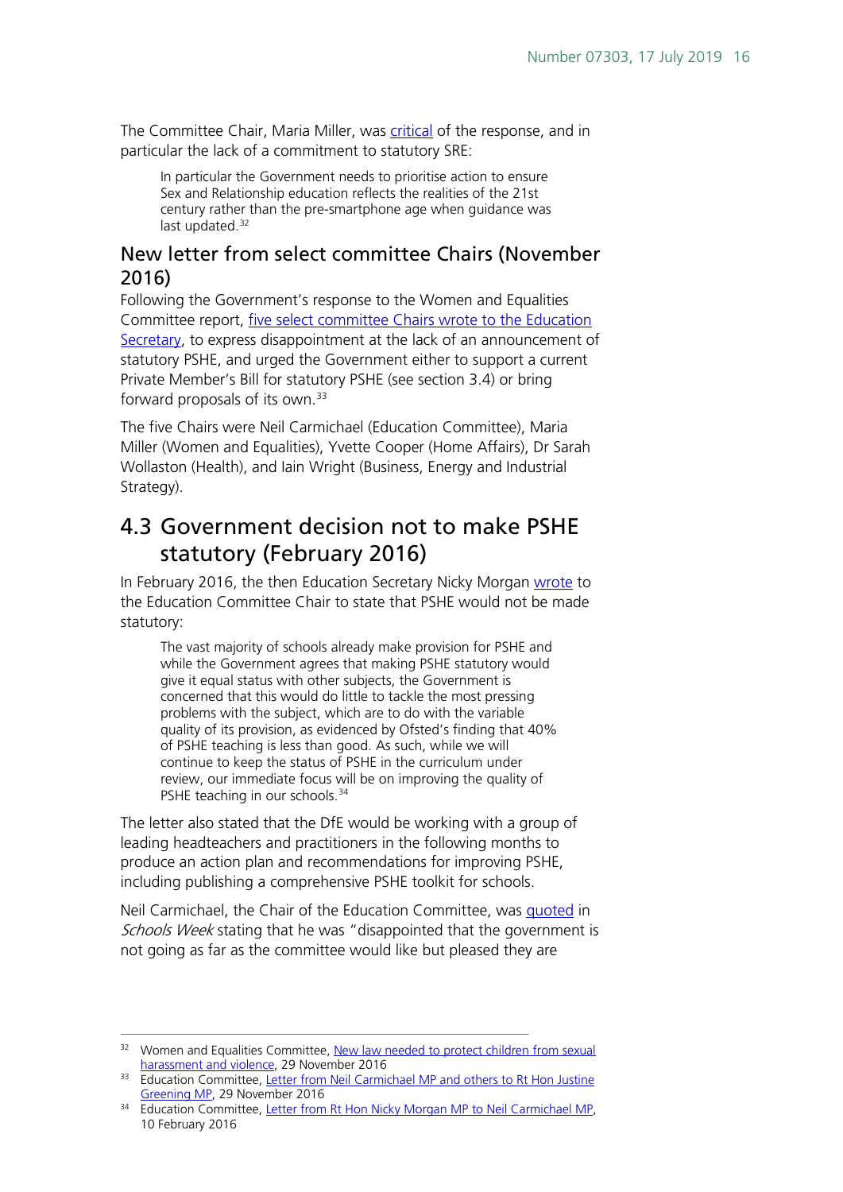The Committee Chair, Maria Miller, was critical of the response, and in particular the lack of a commitment to statutory SRE:

> In particular the Government needs to prioritise action to ensure Sex and Relationship education reflects the realities of the 21st century rather than the pre-smartphone age when guidance was last updated.[32]

### New letter from select committee Chairs (November 2016)

Following the Government's response to the Women and Equalities Committee report, five select committee Chairs wrote to the Education Secretary, to express disappointment at the lack of an announcement of statutory PSHE, and urged the Government either to support a current Private Member's Bill for statutory PSHE (see section 3.4) or bring forward proposals of its own.[33]

The five Chairs were Neil Carmichael (Education Committee), Maria Miller (Women and Equalities), Yvette Cooper (Home Affairs), Dr Sarah Wollaston (Health), and Iain Wright (Business, Energy and Industrial Strategy).

## 4.3 Government decision not to make PSHE statutory (February 2016)

In February 2016, the then Education Secretary Nicky Morgan wrote to the Education Committee Chair to state that PSHE would not be made statutory:

> The vast majority of schools already make provision for PSHE and while the Government agrees that making PSHE statutory would give it equal status with other subjects, the Government is concerned that this would do little to tackle the most pressing problems with the subject, which are to do with the variable quality of its provision, as evidenced by Ofsted's finding that 40% of PSHE teaching is less than good. As such, while we will continue to keep the status of PSHE in the curriculum under review, our immediate focus will be on improving the quality of PSHE teaching in our schools.[34]

The letter also stated that the DfE would be working with a group of leading headteachers and practitioners in the following months to produce an action plan and recommendations for improving PSHE, including publishing a comprehensive PSHE toolkit for schools.

Neil Carmichael, the Chair of the Education Committee, was quoted in *Schools Week* stating that he was "disappointed that the government is not going as far as the committee would like but pleased they are

---

[32] Women and Equalities Committee, New law needed to protect children from sexual harassment and violence, 29 November 2016

[33] Education Committee, Letter from Neil Carmichael MP and others to Rt Hon Justine Greening MP, 29 November 2016

[34] Education Committee, Letter from Rt Hon Nicky Morgan MP to Neil Carmichael MP, 10 February 2016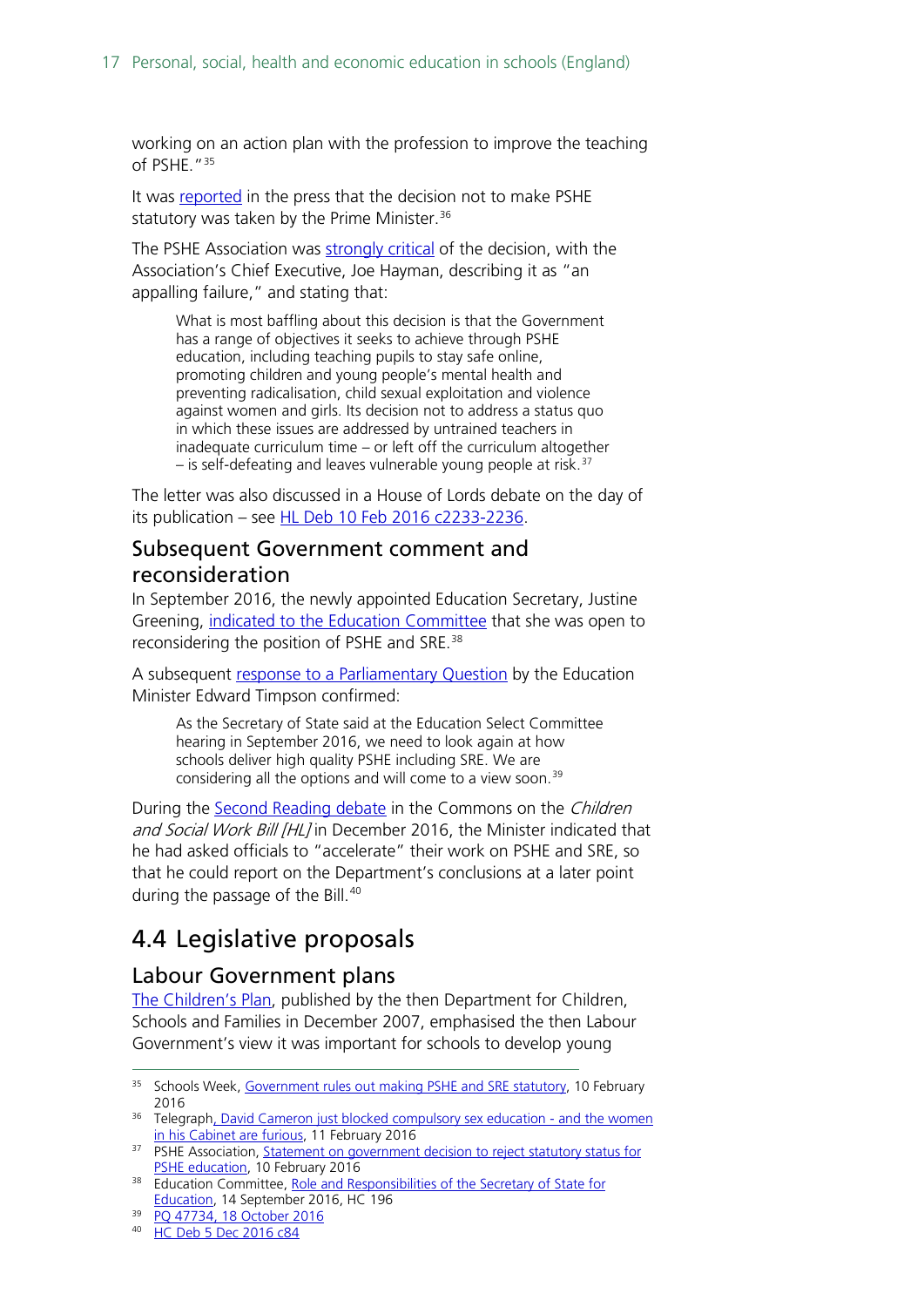working on an action plan with the profession to improve the teaching of PSHE."[35]

It was reported in the press that the decision not to make PSHE statutory was taken by the Prime Minister.[36]

The PSHE Association was strongly critical of the decision, with the Association's Chief Executive, Joe Hayman, describing it as "an appalling failure," and stating that:

> What is most baffling about this decision is that the Government has a range of objectives it seeks to achieve through PSHE education, including teaching pupils to stay safe online, promoting children and young people's mental health and preventing radicalisation, child sexual exploitation and violence against women and girls. Its decision not to address a status quo in which these issues are addressed by untrained teachers in inadequate curriculum time – or left off the curriculum altogether – is self-defeating and leaves vulnerable young people at risk.[37]

The letter was also discussed in a House of Lords debate on the day of its publication – see HL Deb 10 Feb 2016 c2233-2236.

### Subsequent Government comment and reconsideration

In September 2016, the newly appointed Education Secretary, Justine Greening, indicated to the Education Committee that she was open to reconsidering the position of PSHE and SRE.[38]

A subsequent response to a Parliamentary Question by the Education Minister Edward Timpson confirmed:

> As the Secretary of State said at the Education Select Committee hearing in September 2016, we need to look again at how schools deliver high quality PSHE including SRE. We are considering all the options and will come to a view soon.[39]

During the Second Reading debate in the Commons on the *Children and Social Work Bill [HL]* in December 2016, the Minister indicated that he had asked officials to "accelerate" their work on PSHE and SRE, so that he could report on the Department's conclusions at a later point during the passage of the Bill.[40]

## 4.4 Legislative proposals

### Labour Government plans

The Children's Plan, published by the then Department for Children, Schools and Families in December 2007, emphasised the then Labour Government's view it was important for schools to develop young

---

[35] Schools Week, Government rules out making PSHE and SRE statutory, 10 February 2016

[36] Telegraph, David Cameron just blocked compulsory sex education - and the women in his Cabinet are furious, 11 February 2016

[37] PSHE Association, Statement on government decision to reject statutory status for PSHE education, 10 February 2016

[38] Education Committee, Role and Responsibilities of the Secretary of State for Education, 14 September 2016, HC 196

[39] PQ 47734, 18 October 2016

[40] HC Deb 5 Dec 2016 c84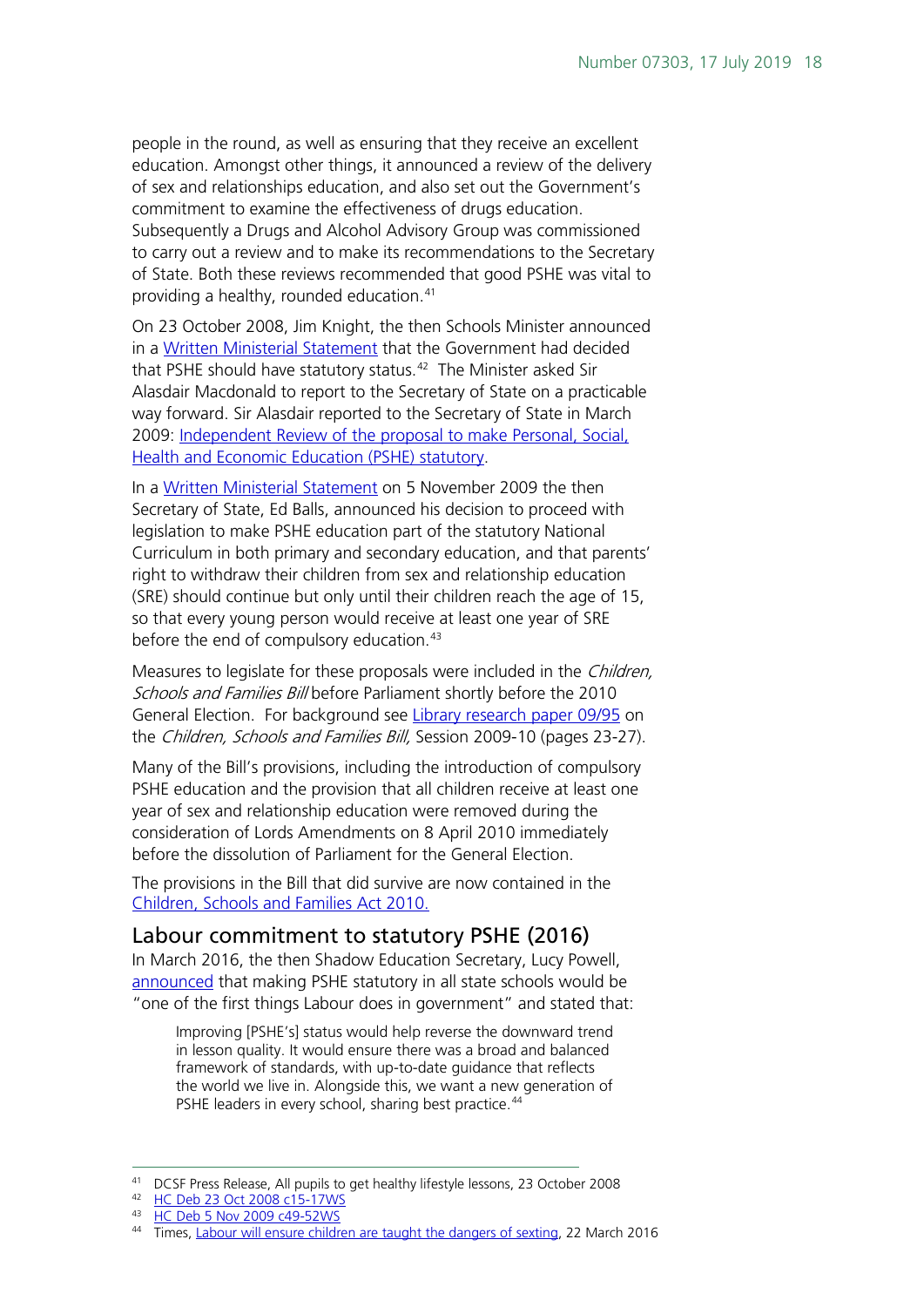people in the round, as well as ensuring that they receive an excellent education. Amongst other things, it announced a review of the delivery of sex and relationships education, and also set out the Government's commitment to examine the effectiveness of drugs education. Subsequently a Drugs and Alcohol Advisory Group was commissioned to carry out a review and to make its recommendations to the Secretary of State. Both these reviews recommended that good PSHE was vital to providing a healthy, rounded education.[41]

On 23 October 2008, Jim Knight, the then Schools Minister announced in a Written Ministerial Statement that the Government had decided that PSHE should have statutory status.[42] The Minister asked Sir Alasdair Macdonald to report to the Secretary of State on a practicable way forward. Sir Alasdair reported to the Secretary of State in March 2009: Independent Review of the proposal to make Personal, Social, Health and Economic Education (PSHE) statutory.

In a Written Ministerial Statement on 5 November 2009 the then Secretary of State, Ed Balls, announced his decision to proceed with legislation to make PSHE education part of the statutory National Curriculum in both primary and secondary education, and that parents' right to withdraw their children from sex and relationship education (SRE) should continue but only until their children reach the age of 15, so that every young person would receive at least one year of SRE before the end of compulsory education.[43]

Measures to legislate for these proposals were included in the *Children, Schools and Families Bill* before Parliament shortly before the 2010 General Election. For background see Library research paper 09/95 on the *Children, Schools and Families Bill,* Session 2009-10 (pages 23-27).

Many of the Bill's provisions, including the introduction of compulsory PSHE education and the provision that all children receive at least one year of sex and relationship education were removed during the consideration of Lords Amendments on 8 April 2010 immediately before the dissolution of Parliament for the General Election.

The provisions in the Bill that did survive are now contained in the Children, Schools and Families Act 2010.

## Labour commitment to statutory PSHE (2016)

In March 2016, the then Shadow Education Secretary, Lucy Powell, announced that making PSHE statutory in all state schools would be "one of the first things Labour does in government" and stated that:

> Improving [PSHE's] status would help reverse the downward trend in lesson quality. It would ensure there was a broad and balanced framework of standards, with up-to-date guidance that reflects the world we live in. Alongside this, we want a new generation of PSHE leaders in every school, sharing best practice.[44]

---

[41] DCSF Press Release, All pupils to get healthy lifestyle lessons, 23 October 2008

[42] HC Deb 23 Oct 2008 c15-17WS

[43] HC Deb 5 Nov 2009 c49-52WS

[44] Times, Labour will ensure children are taught the dangers of sexting, 22 March 2016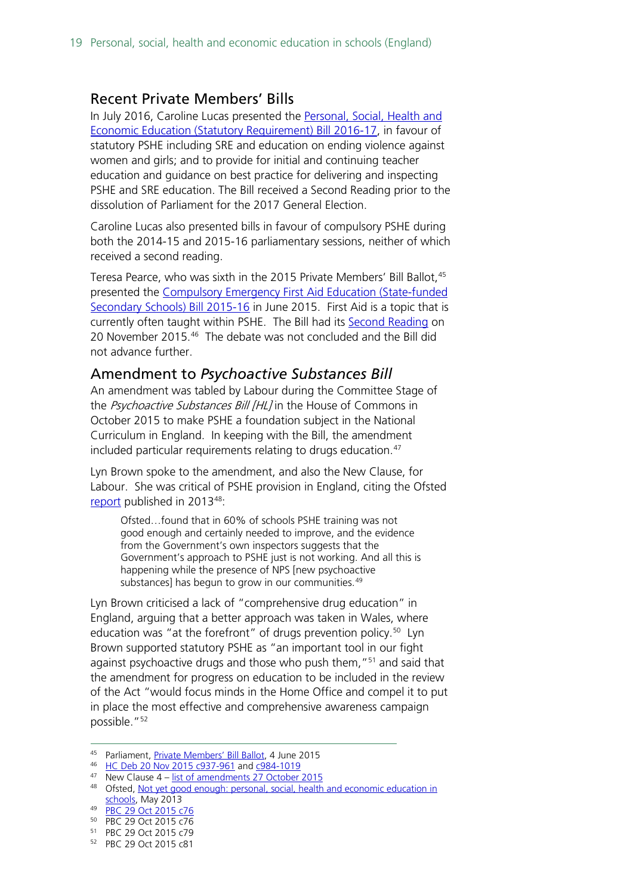## Recent Private Members' Bills

In July 2016, Caroline Lucas presented the Personal, Social, Health and Economic Education (Statutory Requirement) Bill 2016-17, in favour of statutory PSHE including SRE and education on ending violence against women and girls; and to provide for initial and continuing teacher education and guidance on best practice for delivering and inspecting PSHE and SRE education. The Bill received a Second Reading prior to the dissolution of Parliament for the 2017 General Election.

Caroline Lucas also presented bills in favour of compulsory PSHE during both the 2014-15 and 2015-16 parliamentary sessions, neither of which received a second reading.

Teresa Pearce, who was sixth in the 2015 Private Members' Bill Ballot,[45] presented the Compulsory Emergency First Aid Education (State-funded Secondary Schools) Bill 2015-16 in June 2015. First Aid is a topic that is currently often taught within PSHE. The Bill had its Second Reading on 20 November 2015.[46] The debate was not concluded and the Bill did not advance further.

## Amendment to *Psychoactive Substances Bill*

An amendment was tabled by Labour during the Committee Stage of the *Psychoactive Substances Bill [HL]* in the House of Commons in October 2015 to make PSHE a foundation subject in the National Curriculum in England. In keeping with the Bill, the amendment included particular requirements relating to drugs education.[47]

Lyn Brown spoke to the amendment, and also the New Clause, for Labour. She was critical of PSHE provision in England, citing the Ofsted report published in 2013[48]:

> Ofsted…found that in 60% of schools PSHE training was not good enough and certainly needed to improve, and the evidence from the Government's own inspectors suggests that the Government's approach to PSHE just is not working. And all this is happening while the presence of NPS [new psychoactive substances] has begun to grow in our communities.[49]

Lyn Brown criticised a lack of "comprehensive drug education" in England, arguing that a better approach was taken in Wales, where education was "at the forefront" of drugs prevention policy.[50] Lyn Brown supported statutory PSHE as "an important tool in our fight against psychoactive drugs and those who push them,"[51] and said that the amendment for progress on education to be included in the review of the Act "would focus minds in the Home Office and compel it to put in place the most effective and comprehensive awareness campaign possible."[52]

---

[45] Parliament, Private Members' Bill Ballot, 4 June 2015

[46] HC Deb 20 Nov 2015 c937-961 and c984-1019

[47] New Clause 4 – list of amendments 27 October 2015

[48] Ofsted, Not yet good enough: personal, social, health and economic education in schools, May 2013

[49] PBC 29 Oct 2015 c76

[50] PBC 29 Oct 2015 c76

[51] PBC 29 Oct 2015 c79

[52] PBC 29 Oct 2015 c81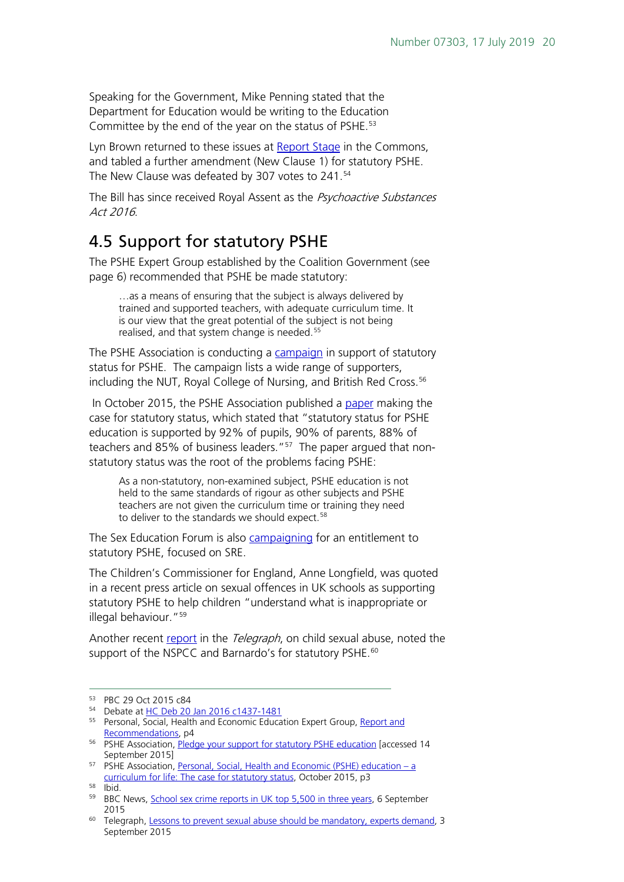Speaking for the Government, Mike Penning stated that the Department for Education would be writing to the Education Committee by the end of the year on the status of PSHE.[53]

Lyn Brown returned to these issues at Report Stage in the Commons, and tabled a further amendment (New Clause 1) for statutory PSHE. The New Clause was defeated by 307 votes to 241.[54]

The Bill has since received Royal Assent as the *Psychoactive Substances Act 2016*.

## 4.5 Support for statutory PSHE

The PSHE Expert Group established by the Coalition Government (see page 6) recommended that PSHE be made statutory:

> …as a means of ensuring that the subject is always delivered by trained and supported teachers, with adequate curriculum time. It is our view that the great potential of the subject is not being realised, and that system change is needed.[55]

The PSHE Association is conducting a campaign in support of statutory status for PSHE. The campaign lists a wide range of supporters, including the NUT, Royal College of Nursing, and British Red Cross.[56]

In October 2015, the PSHE Association published a paper making the case for statutory status, which stated that "statutory status for PSHE education is supported by 92% of pupils, 90% of parents, 88% of teachers and 85% of business leaders."[57] The paper argued that non-statutory status was the root of the problems facing PSHE:

> As a non-statutory, non-examined subject, PSHE education is not held to the same standards of rigour as other subjects and PSHE teachers are not given the curriculum time or training they need to deliver to the standards we should expect.[58]

The Sex Education Forum is also campaigning for an entitlement to statutory PSHE, focused on SRE.

The Children's Commissioner for England, Anne Longfield, was quoted in a recent press article on sexual offences in UK schools as supporting statutory PSHE to help children "understand what is inappropriate or illegal behaviour."[59]

Another recent report in the *Telegraph*, on child sexual abuse, noted the support of the NSPCC and Barnardo's for statutory PSHE.[60]

---

[53] PBC 29 Oct 2015 c84

[54] Debate at HC Deb 20 Jan 2016 c1437-1481

[55] Personal, Social, Health and Economic Education Expert Group, Report and Recommendations, p4

[56] PSHE Association, Pledge your support for statutory PSHE education [accessed 14 September 2015]

[57] PSHE Association, Personal, Social, Health and Economic (PSHE) education – a curriculum for life: The case for statutory status, October 2015, p3

[58] Ibid.

[59] BBC News, School sex crime reports in UK top 5,500 in three years, 6 September 2015

[60] Telegraph, Lessons to prevent sexual abuse should be mandatory, experts demand, 3 September 2015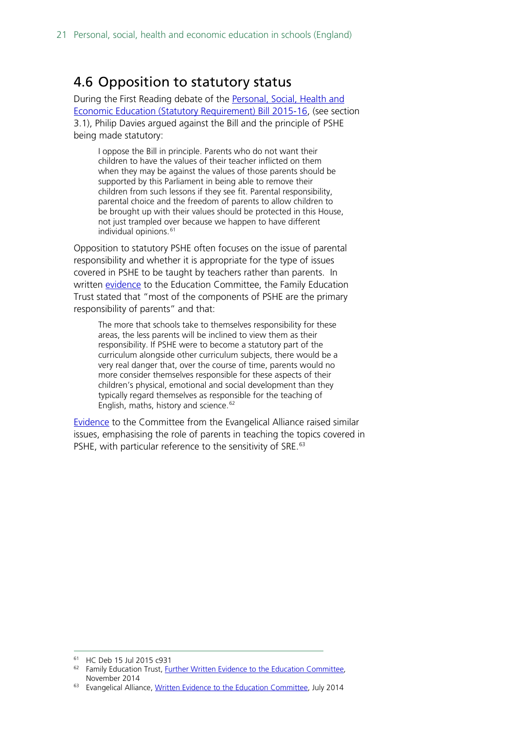## 4.6 Opposition to statutory status

During the First Reading debate of the Personal, Social, Health and Economic Education (Statutory Requirement) Bill 2015-16, (see section 3.1), Philip Davies argued against the Bill and the principle of PSHE being made statutory:

> I oppose the Bill in principle. Parents who do not want their children to have the values of their teacher inflicted on them when they may be against the values of those parents should be supported by this Parliament in being able to remove their children from such lessons if they see fit. Parental responsibility, parental choice and the freedom of parents to allow children to be brought up with their values should be protected in this House, not just trampled over because we happen to have different individual opinions.[61]

Opposition to statutory PSHE often focuses on the issue of parental responsibility and whether it is appropriate for the type of issues covered in PSHE to be taught by teachers rather than parents. In written evidence to the Education Committee, the Family Education Trust stated that "most of the components of PSHE are the primary responsibility of parents" and that:

> The more that schools take to themselves responsibility for these areas, the less parents will be inclined to view them as their responsibility. If PSHE were to become a statutory part of the curriculum alongside other curriculum subjects, there would be a very real danger that, over the course of time, parents would no more consider themselves responsible for these aspects of their children's physical, emotional and social development than they typically regard themselves as responsible for the teaching of English, maths, history and science.[62]

Evidence to the Committee from the Evangelical Alliance raised similar issues, emphasising the role of parents in teaching the topics covered in PSHE, with particular reference to the sensitivity of SRE.[63]

---

[61] HC Deb 15 Jul 2015 c931

[62] Family Education Trust, Further Written Evidence to the Education Committee, November 2014

[63] Evangelical Alliance, Written Evidence to the Education Committee, July 2014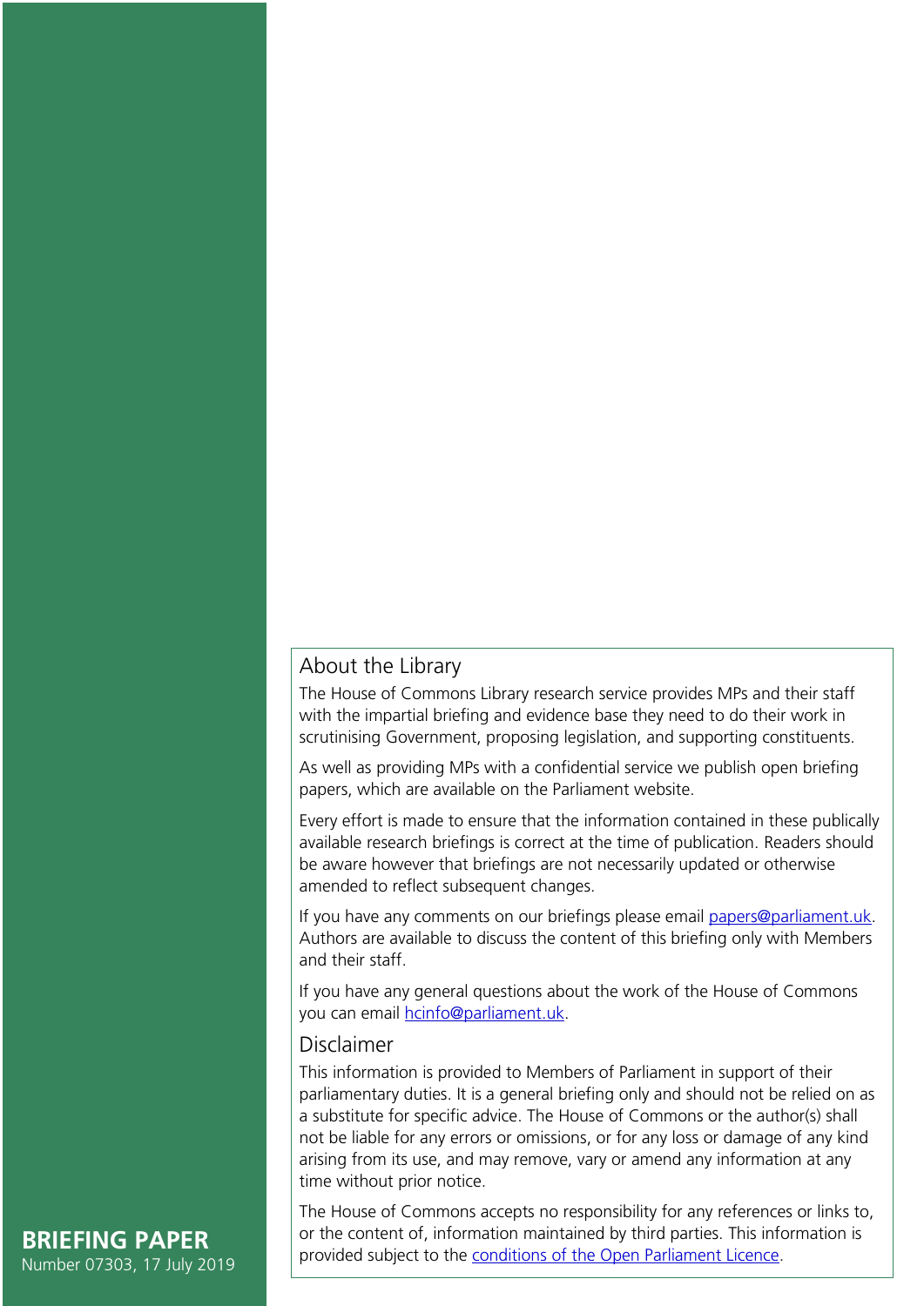## About the Library

The House of Commons Library research service provides MPs and their staff with the impartial briefing and evidence base they need to do their work in scrutinising Government, proposing legislation, and supporting constituents.

As well as providing MPs with a confidential service we publish open briefing papers, which are available on the Parliament website.

Every effort is made to ensure that the information contained in these publically available research briefings is correct at the time of publication. Readers should be aware however that briefings are not necessarily updated or otherwise amended to reflect subsequent changes.

If you have any comments on our briefings please email papers@parliament.uk. Authors are available to discuss the content of this briefing only with Members and their staff.

If you have any general questions about the work of the House of Commons you can email hcinfo@parliament.uk.

## Disclaimer

This information is provided to Members of Parliament in support of their parliamentary duties. It is a general briefing only and should not be relied on as a substitute for specific advice. The House of Commons or the author(s) shall not be liable for any errors or omissions, or for any loss or damage of any kind arising from its use, and may remove, vary or amend any information at any time without prior notice.

The House of Commons accepts no responsibility for any references or links to, or the content of, information maintained by third parties. This information is provided subject to the conditions of the Open Parliament Licence.

**BRIEFING PAPER**
Number 07303, 17 July 2019